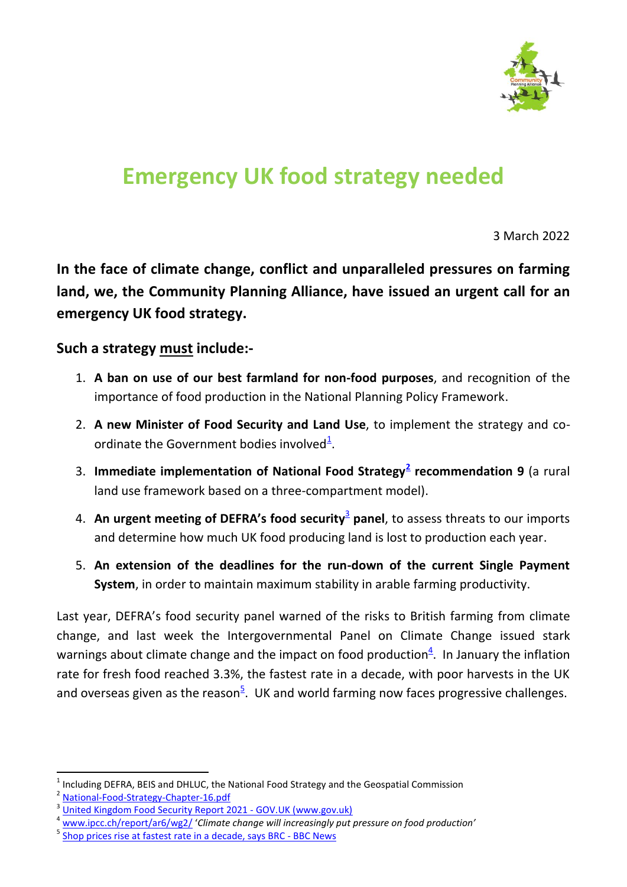# Emergency UK food strategy needed

3 March 2022

**In the face of climate change, conflict and unparalleled pressures on farming land, we, the Community Planning Alliance, have issued an urgent call for an emergency UK food strategy.**

## Such a strategy must include:-

1. **A ban on use of our best farmland for non-food purposes**, and recognition of the importance of food production in the National Planning Policy Framework.
2. **A new Minister of Food Security and Land Use**, to implement the strategy and co-ordinate the Government bodies involved[1].
3. **Immediate implementation of National Food Strategy[2] recommendation 9** (a rural land use framework based on a three-compartment model).
4. **An urgent meeting of DEFRA's food security[3] panel**, to assess threats to our imports and determine how much UK food producing land is lost to production each year.
5. **An extension of the deadlines for the run-down of the current Single Payment System**, in order to maintain maximum stability in arable farming productivity.

Last year, DEFRA's food security panel warned of the risks to British farming from climate change, and last week the Intergovernmental Panel on Climate Change issued stark warnings about climate change and the impact on food production[4]. In January the inflation rate for fresh food reached 3.3%, the fastest rate in a decade, with poor harvests in the UK and overseas given as the reason[5]. UK and world farming now faces progressive challenges.

---

[1] Including DEFRA, BEIS and DHLUC, the National Food Strategy and the Geospatial Commission

[2] National-Food-Strategy-Chapter-16.pdf

[3] United Kingdom Food Security Report 2021 - GOV.UK (www.gov.uk)

[4] www.ipcc.ch/report/ar6/wg2/ *'Climate change will increasingly put pressure on food production'*

[5] Shop prices rise at fastest rate in a decade, says BRC - BBC News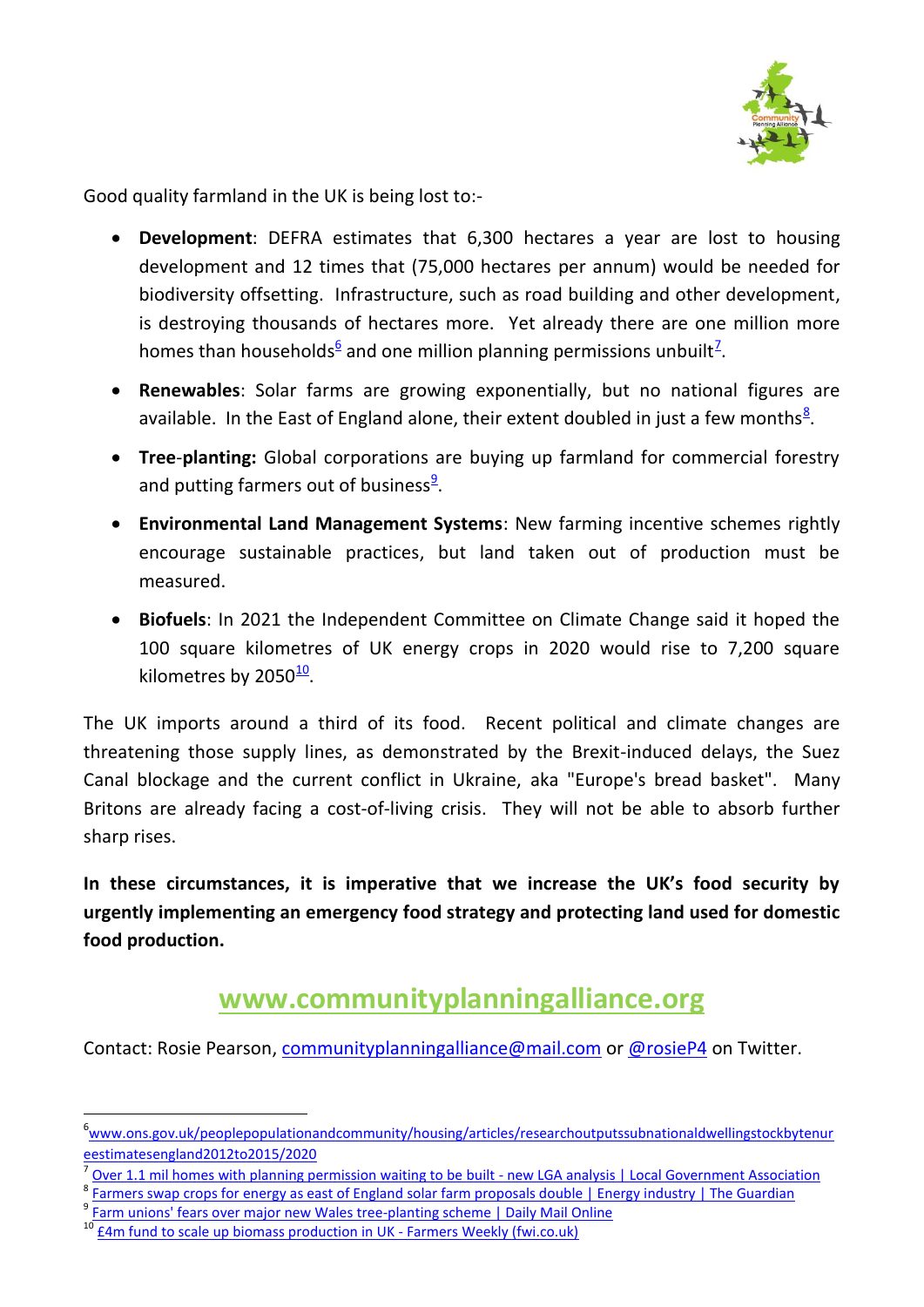Good quality farmland in the UK is being lost to:-

- **Development**: DEFRA estimates that 6,300 hectares a year are lost to housing development and 12 times that (75,000 hectares per annum) would be needed for biodiversity offsetting. Infrastructure, such as road building and other development, is destroying thousands of hectares more. Yet already there are one million more homes than households[6] and one million planning permissions unbuilt[7].
- **Renewables**: Solar farms are growing exponentially, but no national figures are available. In the East of England alone, their extent doubled in just a few months[8].
- **Tree-planting:** Global corporations are buying up farmland for commercial forestry and putting farmers out of business[9].
- **Environmental Land Management Systems**: New farming incentive schemes rightly encourage sustainable practices, but land taken out of production must be measured.
- **Biofuels**: In 2021 the Independent Committee on Climate Change said it hoped the 100 square kilometres of UK energy crops in 2020 would rise to 7,200 square kilometres by 2050[10].

The UK imports around a third of its food. Recent political and climate changes are threatening those supply lines, as demonstrated by the Brexit-induced delays, the Suez Canal blockage and the current conflict in Ukraine, aka "Europe's bread basket". Many Britons are already facing a cost-of-living crisis. They will not be able to absorb further sharp rises.

**In these circumstances, it is imperative that we increase the UK's food security by urgently implementing an emergency food strategy and protecting land used for domestic food production.**

## www.communityplanningalliance.org

Contact: Rosie Pearson, communityplanningalliance@mail.com or @rosieP4 on Twitter.

---

[6] www.ons.gov.uk/peoplepopulationandcommunity/housing/articles/researchoutputssubnationaldwellingstockbytenureestimatesengland2012to2015/2020

[7] Over 1.1 mil homes with planning permission waiting to be built - new LGA analysis | Local Government Association

[8] Farmers swap crops for energy as east of England solar farm proposals double | Energy industry | The Guardian

[9] Farm unions' fears over major new Wales tree-planting scheme | Daily Mail Online

[10] £4m fund to scale up biomass production in UK - Farmers Weekly (fwi.co.uk)